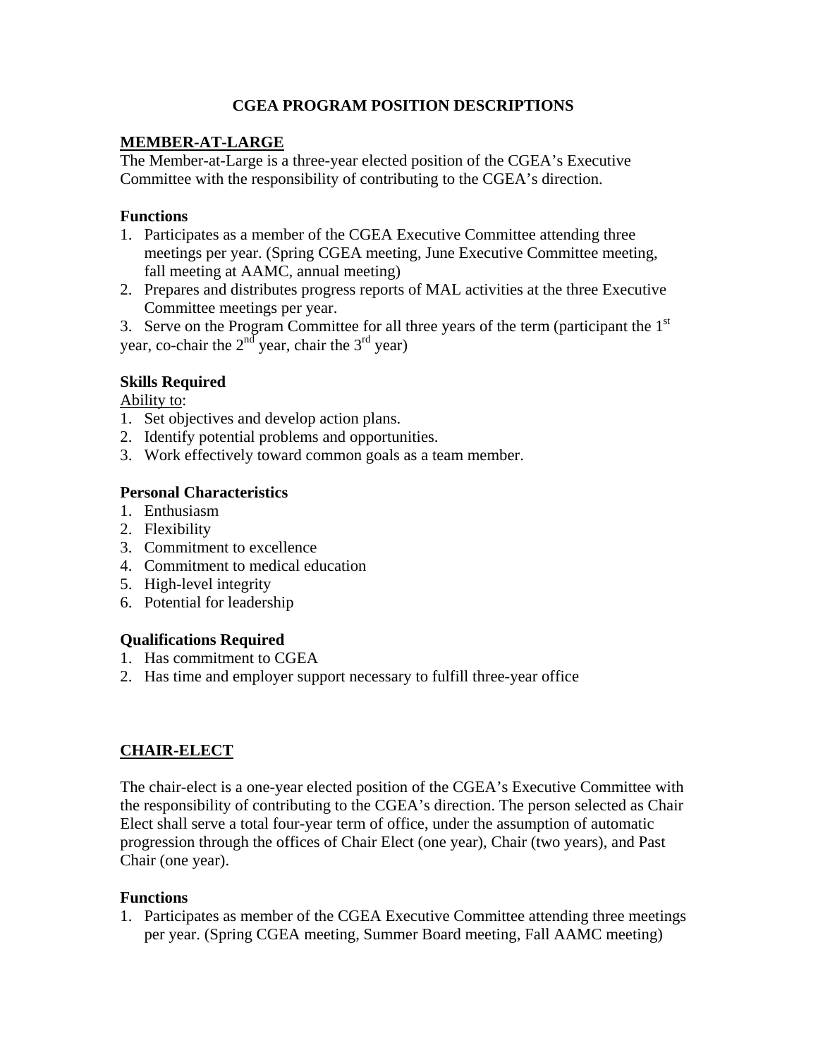# CGEA PROGRAM POSITION DESCRIPTIONS

## MEMBER-AT-LARGE

The Member-at-Large is a three-year elected position of the CGEA's Executive Committee with the responsibility of contributing to the CGEA's direction.

### Functions

1. Participates as a member of the CGEA Executive Committee attending three meetings per year. (Spring CGEA meeting, June Executive Committee meeting, fall meeting at AAMC, annual meeting)
2. Prepares and distributes progress reports of MAL activities at the three Executive Committee meetings per year.
3. Serve on the Program Committee for all three years of the term (participant the 1st year, co-chair the 2nd year, chair the 3rd year)

### Skills Required

Ability to:

1. Set objectives and develop action plans.
2. Identify potential problems and opportunities.
3. Work effectively toward common goals as a team member.

### Personal Characteristics

1. Enthusiasm
2. Flexibility
3. Commitment to excellence
4. Commitment to medical education
5. High-level integrity
6. Potential for leadership

### Qualifications Required

1. Has commitment to CGEA
2. Has time and employer support necessary to fulfill three-year office

## CHAIR-ELECT

The chair-elect is a one-year elected position of the CGEA's Executive Committee with the responsibility of contributing to the CGEA's direction. The person selected as Chair Elect shall serve a total four-year term of office, under the assumption of automatic progression through the offices of Chair Elect (one year), Chair (two years), and Past Chair (one year).

### Functions

1. Participates as member of the CGEA Executive Committee attending three meetings per year. (Spring CGEA meeting, Summer Board meeting, Fall AAMC meeting)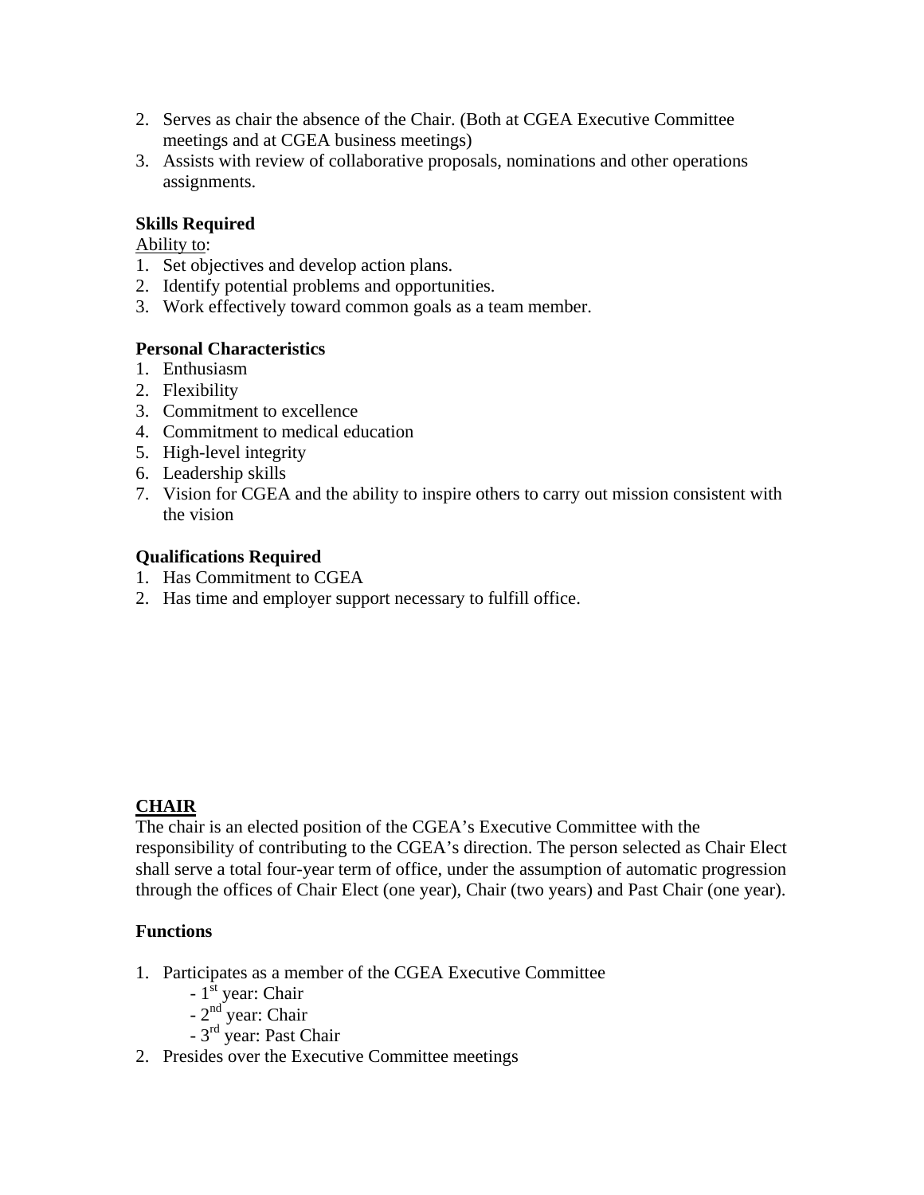2. Serves as chair the absence of the Chair. (Both at CGEA Executive Committee meetings and at CGEA business meetings)
3. Assists with review of collaborative proposals, nominations and other operations assignments.

**Skills Required**

Ability to:

1. Set objectives and develop action plans.
2. Identify potential problems and opportunities.
3. Work effectively toward common goals as a team member.

**Personal Characteristics**

1. Enthusiasm
2. Flexibility
3. Commitment to excellence
4. Commitment to medical education
5. High-level integrity
6. Leadership skills
7. Vision for CGEA and the ability to inspire others to carry out mission consistent with the vision

**Qualifications Required**

1. Has Commitment to CGEA
2. Has time and employer support necessary to fulfill office.

## CHAIR

The chair is an elected position of the CGEA's Executive Committee with the responsibility of contributing to the CGEA's direction. The person selected as Chair Elect shall serve a total four-year term of office, under the assumption of automatic progression through the offices of Chair Elect (one year), Chair (two years) and Past Chair (one year).

**Functions**

1. Participates as a member of the CGEA Executive Committee
   - 1st year: Chair
   - 2nd year: Chair
   - 3rd year: Past Chair
2. Presides over the Executive Committee meetings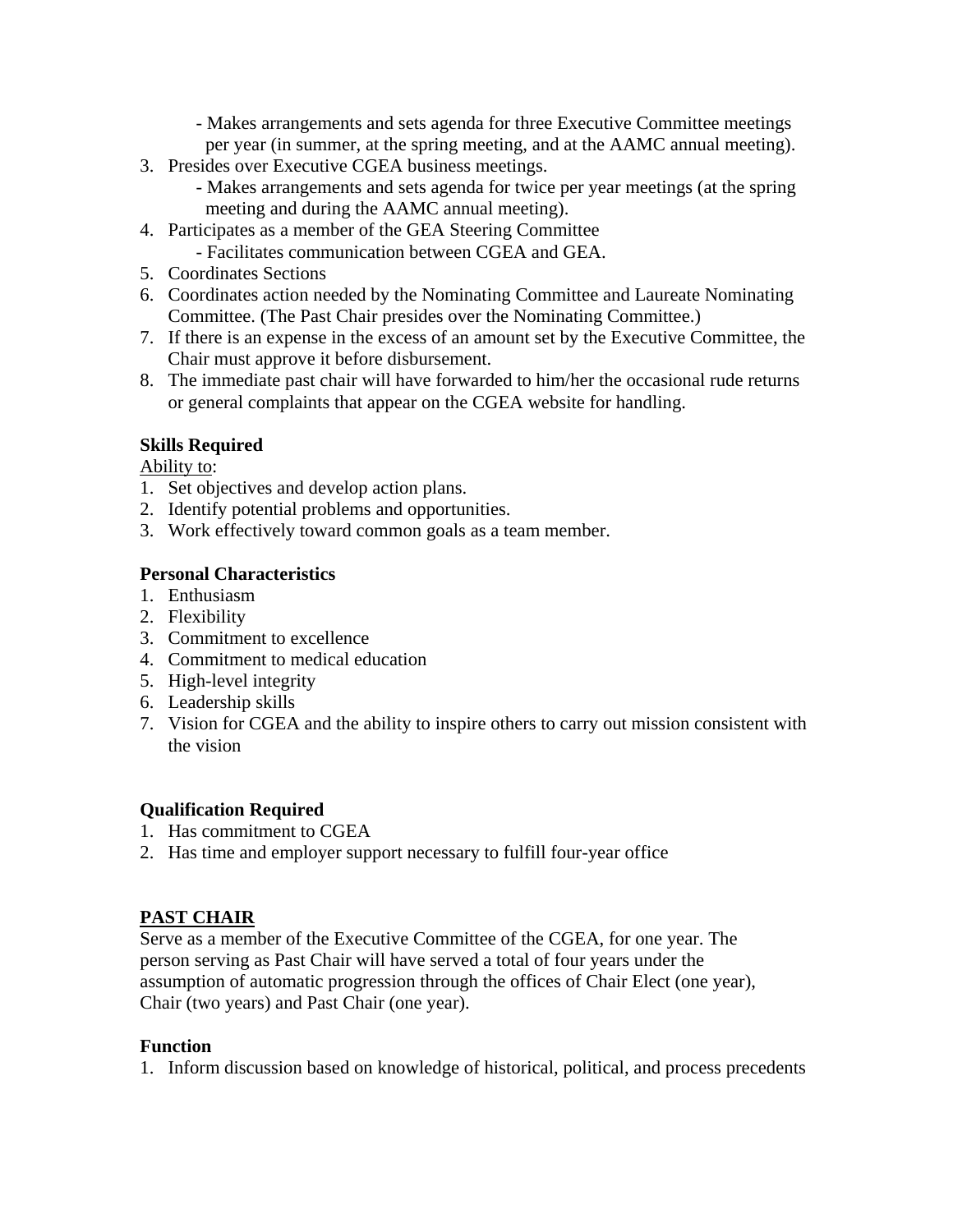- Makes arrangements and sets agenda for three Executive Committee meetings per year (in summer, at the spring meeting, and at the AAMC annual meeting).

3. Presides over Executive CGEA business meetings.
   - Makes arrangements and sets agenda for twice per year meetings (at the spring meeting and during the AAMC annual meeting).
4. Participates as a member of the GEA Steering Committee
   - Facilitates communication between CGEA and GEA.
5. Coordinates Sections
6. Coordinates action needed by the Nominating Committee and Laureate Nominating Committee. (The Past Chair presides over the Nominating Committee.)
7. If there is an expense in the excess of an amount set by the Executive Committee, the Chair must approve it before disbursement.
8. The immediate past chair will have forwarded to him/her the occasional rude returns or general complaints that appear on the CGEA website for handling.

**Skills Required**

Ability to:

1. Set objectives and develop action plans.
2. Identify potential problems and opportunities.
3. Work effectively toward common goals as a team member.

**Personal Characteristics**

1. Enthusiasm
2. Flexibility
3. Commitment to excellence
4. Commitment to medical education
5. High-level integrity
6. Leadership skills
7. Vision for CGEA and the ability to inspire others to carry out mission consistent with the vision

**Qualification Required**

1. Has commitment to CGEA
2. Has time and employer support necessary to fulfill four-year office

## PAST CHAIR

Serve as a member of the Executive Committee of the CGEA, for one year. The person serving as Past Chair will have served a total of four years under the assumption of automatic progression through the offices of Chair Elect (one year), Chair (two years) and Past Chair (one year).

**Function**

1. Inform discussion based on knowledge of historical, political, and process precedents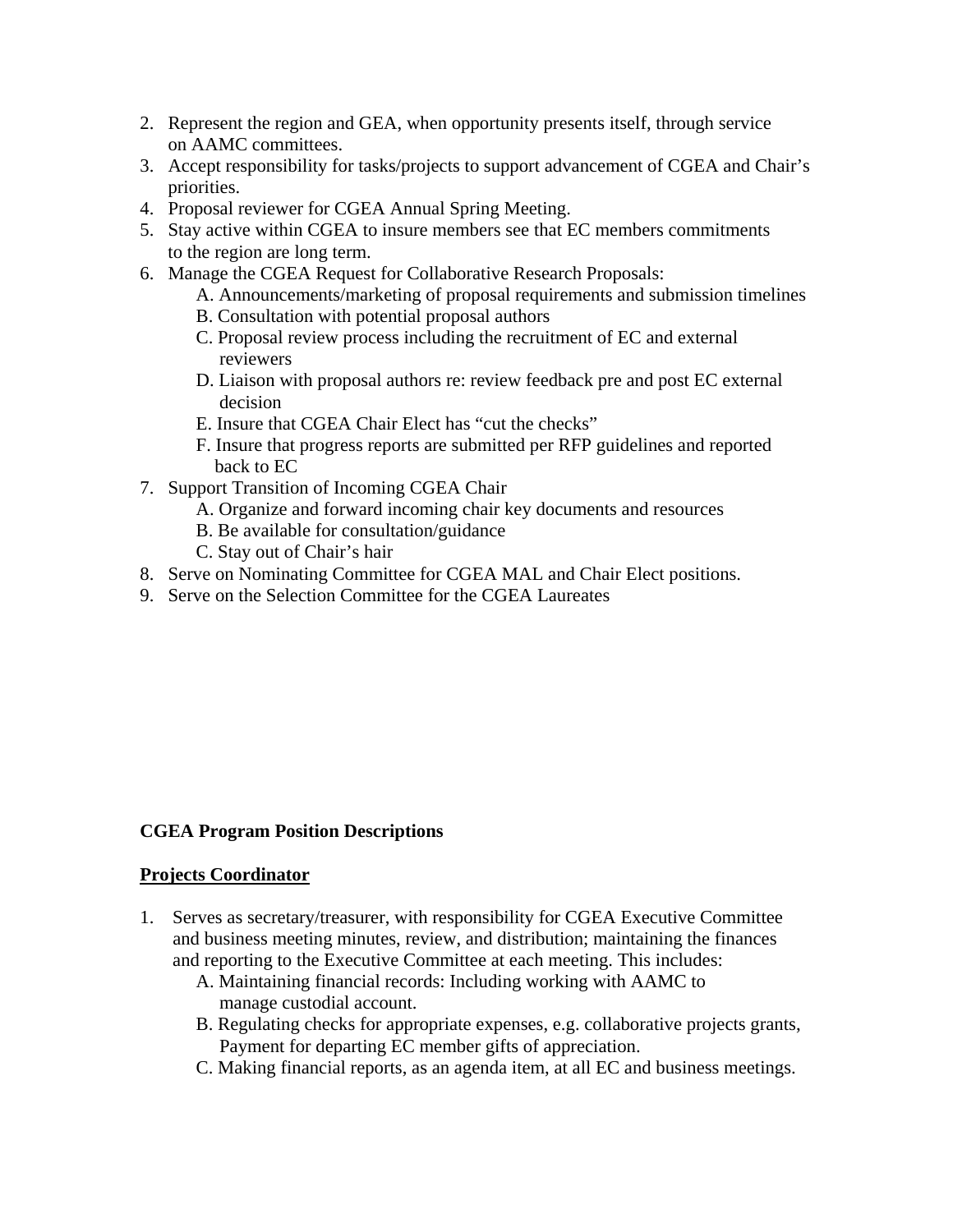2. Represent the region and GEA, when opportunity presents itself, through service on AAMC committees.
3. Accept responsibility for tasks/projects to support advancement of CGEA and Chair's priorities.
4. Proposal reviewer for CGEA Annual Spring Meeting.
5. Stay active within CGEA to insure members see that EC members commitments to the region are long term.
6. Manage the CGEA Request for Collaborative Research Proposals:
   A. Announcements/marketing of proposal requirements and submission timelines
   B. Consultation with potential proposal authors
   C. Proposal review process including the recruitment of EC and external reviewers
   D. Liaison with proposal authors re: review feedback pre and post EC external decision
   E. Insure that CGEA Chair Elect has "cut the checks"
   F. Insure that progress reports are submitted per RFP guidelines and reported back to EC
7. Support Transition of Incoming CGEA Chair
   A. Organize and forward incoming chair key documents and resources
   B. Be available for consultation/guidance
   C. Stay out of Chair's hair
8. Serve on Nominating Committee for CGEA MAL and Chair Elect positions.
9. Serve on the Selection Committee for the CGEA Laureates

**CGEA Program Position Descriptions**

**<u>Projects Coordinator</u>**

1. Serves as secretary/treasurer, with responsibility for CGEA Executive Committee and business meeting minutes, review, and distribution; maintaining the finances and reporting to the Executive Committee at each meeting. This includes:
   A. Maintaining financial records: Including working with AAMC to manage custodial account.
   B. Regulating checks for appropriate expenses, e.g. collaborative projects grants, Payment for departing EC member gifts of appreciation.
   C. Making financial reports, as an agenda item, at all EC and business meetings.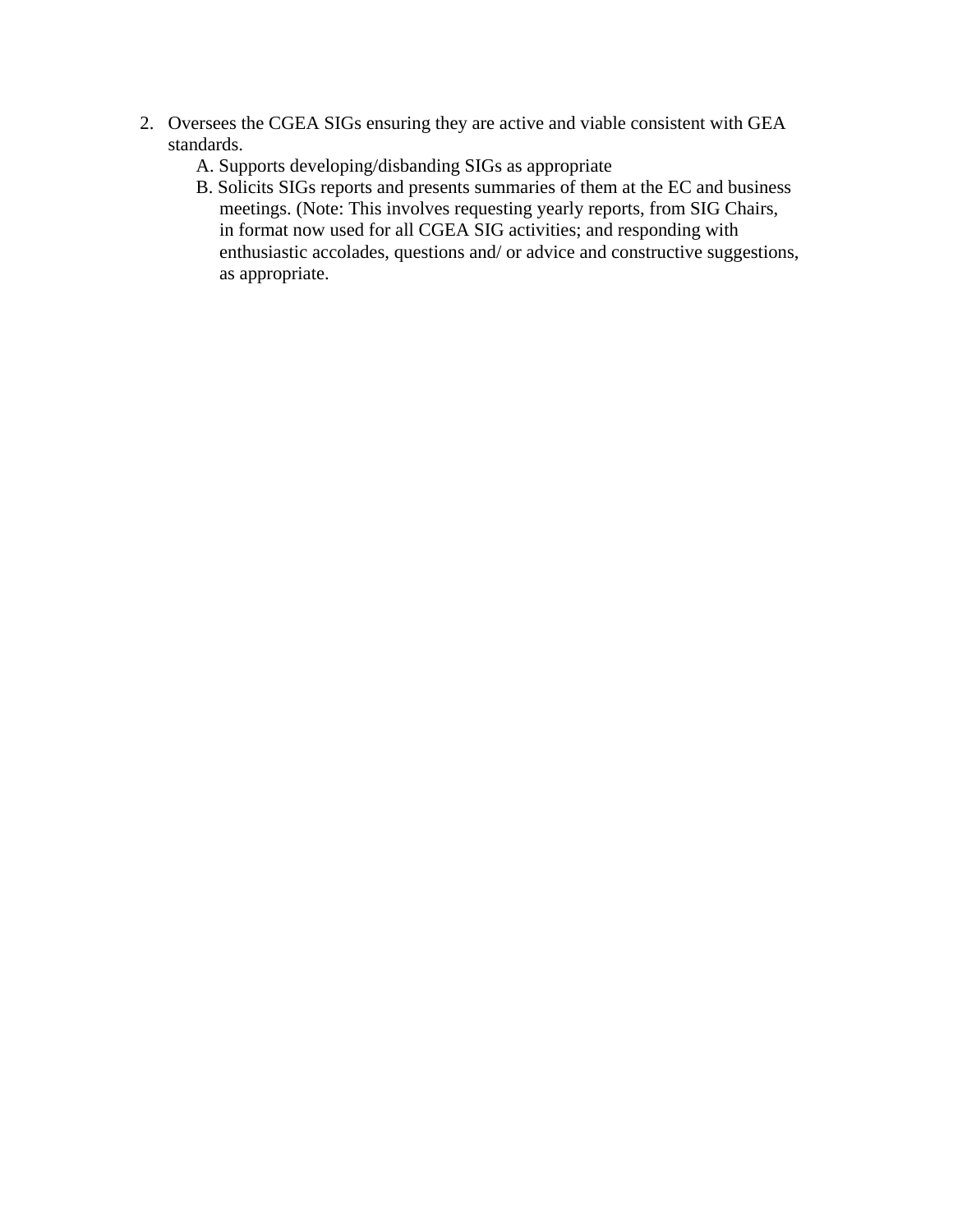2. Oversees the CGEA SIGs ensuring they are active and viable consistent with GEA standards.
   A. Supports developing/disbanding SIGs as appropriate
   B. Solicits SIGs reports and presents summaries of them at the EC and business meetings. (Note: This involves requesting yearly reports, from SIG Chairs, in format now used for all CGEA SIG activities; and responding with enthusiastic accolades, questions and/ or advice and constructive suggestions, as appropriate.